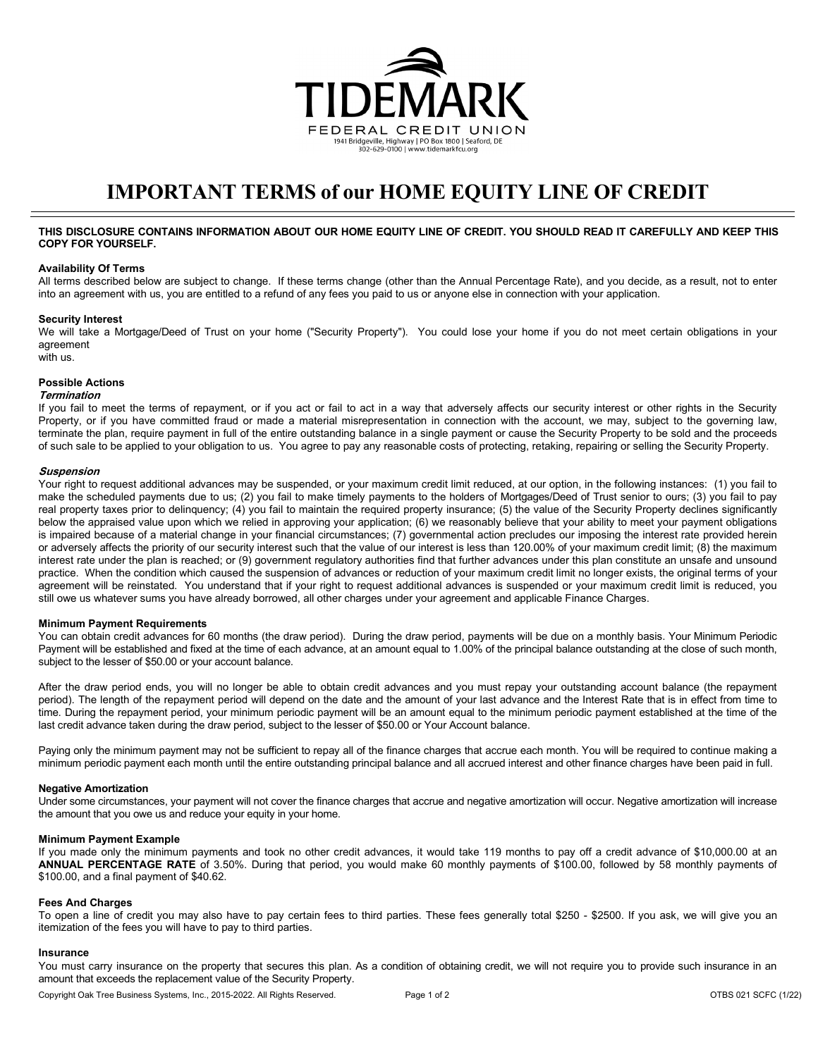# TIDEMARK

FEDERAL CREDIT UNION

1941 Bridgeville, Highway | PO Box 1800 | Seaford, DE
302-629-0100 | www.tidemarkfcu.org

# IMPORTANT TERMS of our HOME EQUITY LINE OF CREDIT

**THIS DISCLOSURE CONTAINS INFORMATION ABOUT OUR HOME EQUITY LINE OF CREDIT. YOU SHOULD READ IT CAREFULLY AND KEEP THIS COPY FOR YOURSELF.**

**Availability Of Terms**

All terms described below are subject to change. If these terms change (other than the Annual Percentage Rate), and you decide, as a result, not to enter into an agreement with us, you are entitled to a refund of any fees you paid to us or anyone else in connection with your application.

**Security Interest**

We will take a Mortgage/Deed of Trust on your home ("Security Property"). You could lose your home if you do not meet certain obligations in your agreement
with us.

**Possible Actions**

***Termination***

If you fail to meet the terms of repayment, or if you act or fail to act in a way that adversely affects our security interest or other rights in the Security Property, or if you have committed fraud or made a material misrepresentation in connection with the account, we may, subject to the governing law, terminate the plan, require payment in full of the entire outstanding balance in a single payment or cause the Security Property to be sold and the proceeds of such sale to be applied to your obligation to us. You agree to pay any reasonable costs of protecting, retaking, repairing or selling the Security Property.

***Suspension***

Your right to request additional advances may be suspended, or your maximum credit limit reduced, at our option, in the following instances: (1) you fail to make the scheduled payments due to us; (2) you fail to make timely payments to the holders of Mortgages/Deed of Trust senior to ours; (3) you fail to pay real property taxes prior to delinquency; (4) you fail to maintain the required property insurance; (5) the value of the Security Property declines significantly below the appraised value upon which we relied in approving your application; (6) we reasonably believe that your ability to meet your payment obligations is impaired because of a material change in your financial circumstances; (7) governmental action precludes our imposing the interest rate provided herein or adversely affects the priority of our security interest such that the value of our interest is less than 120.00% of your maximum credit limit; (8) the maximum interest rate under the plan is reached; or (9) government regulatory authorities find that further advances under this plan constitute an unsafe and unsound practice. When the condition which caused the suspension of advances or reduction of your maximum credit limit no longer exists, the original terms of your agreement will be reinstated. You understand that if your right to request additional advances is suspended or your maximum credit limit is reduced, you still owe us whatever sums you have already borrowed, all other charges under your agreement and applicable Finance Charges.

**Minimum Payment Requirements**

You can obtain credit advances for 60 months (the draw period). During the draw period, payments will be due on a monthly basis. Your Minimum Periodic Payment will be established and fixed at the time of each advance, at an amount equal to 1.00% of the principal balance outstanding at the close of such month, subject to the lesser of $50.00 or your account balance.

After the draw period ends, you will no longer be able to obtain credit advances and you must repay your outstanding account balance (the repayment period). The length of the repayment period will depend on the date and the amount of your last advance and the Interest Rate that is in effect from time to time. During the repayment period, your minimum periodic payment will be an amount equal to the minimum periodic payment established at the time of the last credit advance taken during the draw period, subject to the lesser of $50.00 or Your Account balance.

Paying only the minimum payment may not be sufficient to repay all of the finance charges that accrue each month. You will be required to continue making a minimum periodic payment each month until the entire outstanding principal balance and all accrued interest and other finance charges have been paid in full.

**Negative Amortization**

Under some circumstances, your payment will not cover the finance charges that accrue and negative amortization will occur. Negative amortization will increase the amount that you owe us and reduce your equity in your home.

**Minimum Payment Example**

If you made only the minimum payments and took no other credit advances, it would take 119 months to pay off a credit advance of $10,000.00 at an **ANNUAL PERCENTAGE RATE** of 3.50%. During that period, you would make 60 monthly payments of $100.00, followed by 58 monthly payments of $100.00, and a final payment of $40.62.

**Fees And Charges**

To open a line of credit you may also have to pay certain fees to third parties. These fees generally total $250 - $2500. If you ask, we will give you an itemization of the fees you will have to pay to third parties.

**Insurance**

You must carry insurance on the property that secures this plan. As a condition of obtaining credit, we will not require you to provide such insurance in an amount that exceeds the replacement value of the Security Property.

Copyright Oak Tree Business Systems, Inc., 2015-2022. All Rights Reserved. OTBS 021 SCFC (1/22)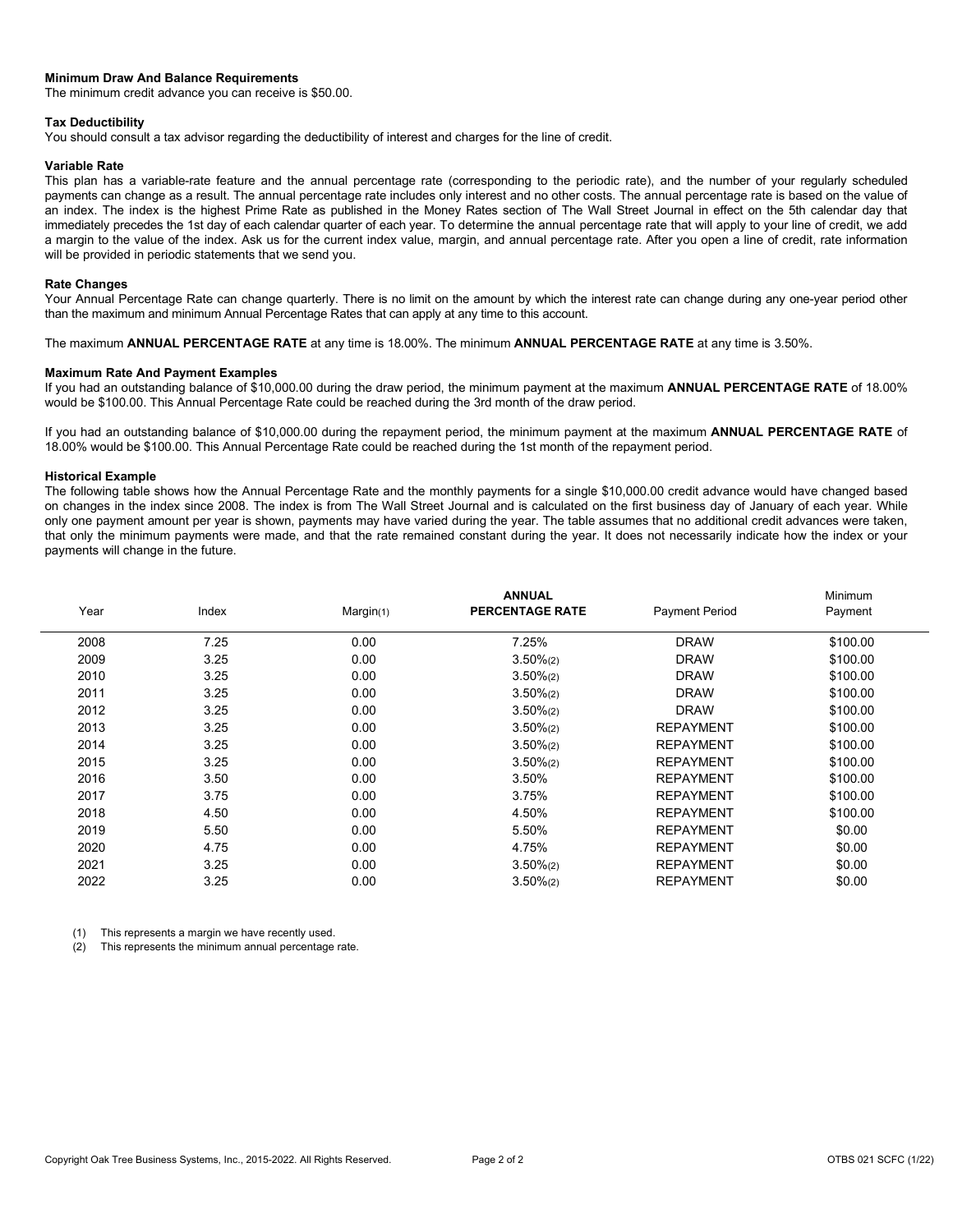### Minimum Draw And Balance Requirements

The minimum credit advance you can receive is $50.00.

### Tax Deductibility

You should consult a tax advisor regarding the deductibility of interest and charges for the line of credit.

### Variable Rate

This plan has a variable-rate feature and the annual percentage rate (corresponding to the periodic rate), and the number of your regularly scheduled payments can change as a result. The annual percentage rate includes only interest and no other costs. The annual percentage rate is based on the value of an index. The index is the highest Prime Rate as published in the Money Rates section of The Wall Street Journal in effect on the 5th calendar day that immediately precedes the 1st day of each calendar quarter of each year. To determine the annual percentage rate that will apply to your line of credit, we add a margin to the value of the index. Ask us for the current index value, margin, and annual percentage rate. After you open a line of credit, rate information will be provided in periodic statements that we send you.

### Rate Changes

Your Annual Percentage Rate can change quarterly. There is no limit on the amount by which the interest rate can change during any one-year period other than the maximum and minimum Annual Percentage Rates that can apply at any time to this account.

The maximum **ANNUAL PERCENTAGE RATE** at any time is 18.00%. The minimum **ANNUAL PERCENTAGE RATE** at any time is 3.50%.

### Maximum Rate And Payment Examples

If you had an outstanding balance of $10,000.00 during the draw period, the minimum payment at the maximum **ANNUAL PERCENTAGE RATE** of 18.00% would be $100.00. This Annual Percentage Rate could be reached during the 3rd month of the draw period.

If you had an outstanding balance of $10,000.00 during the repayment period, the minimum payment at the maximum **ANNUAL PERCENTAGE RATE** of 18.00% would be $100.00. This Annual Percentage Rate could be reached during the 1st month of the repayment period.

### Historical Example

The following table shows how the Annual Percentage Rate and the monthly payments for a single $10,000.00 credit advance would have changed based on changes in the index since 2008. The index is from The Wall Street Journal and is calculated on the first business day of January of each year. While only one payment amount per year is shown, payments may have varied during the year. The table assumes that no additional credit advances were taken, that only the minimum payments were made, and that the rate remained constant during the year. It does not necessarily indicate how the index or your payments will change in the future.

| Year | Index | Margin(1) | **ANNUAL PERCENTAGE RATE** | Payment Period | Minimum Payment |
|---|---|---|---|---|---|
| 2008 | 7.25 | 0.00 | 7.25% | DRAW | $100.00 |
| 2009 | 3.25 | 0.00 | 3.50%(2) | DRAW | $100.00 |
| 2010 | 3.25 | 0.00 | 3.50%(2) | DRAW | $100.00 |
| 2011 | 3.25 | 0.00 | 3.50%(2) | DRAW | $100.00 |
| 2012 | 3.25 | 0.00 | 3.50%(2) | DRAW | $100.00 |
| 2013 | 3.25 | 0.00 | 3.50%(2) | REPAYMENT | $100.00 |
| 2014 | 3.25 | 0.00 | 3.50%(2) | REPAYMENT | $100.00 |
| 2015 | 3.25 | 0.00 | 3.50%(2) | REPAYMENT | $100.00 |
| 2016 | 3.50 | 0.00 | 3.50% | REPAYMENT | $100.00 |
| 2017 | 3.75 | 0.00 | 3.75% | REPAYMENT | $100.00 |
| 2018 | 4.50 | 0.00 | 4.50% | REPAYMENT | $100.00 |
| 2019 | 5.50 | 0.00 | 5.50% | REPAYMENT | $0.00 |
| 2020 | 4.75 | 0.00 | 4.75% | REPAYMENT | $0.00 |
| 2021 | 3.25 | 0.00 | 3.50%(2) | REPAYMENT | $0.00 |
| 2022 | 3.25 | 0.00 | 3.50%(2) | REPAYMENT | $0.00 |

(1) This represents a margin we have recently used.

(2) This represents the minimum annual percentage rate.

Copyright Oak Tree Business Systems, Inc., 2015-2022. All Rights Reserved. OTBS 021 SCFC (1/22)